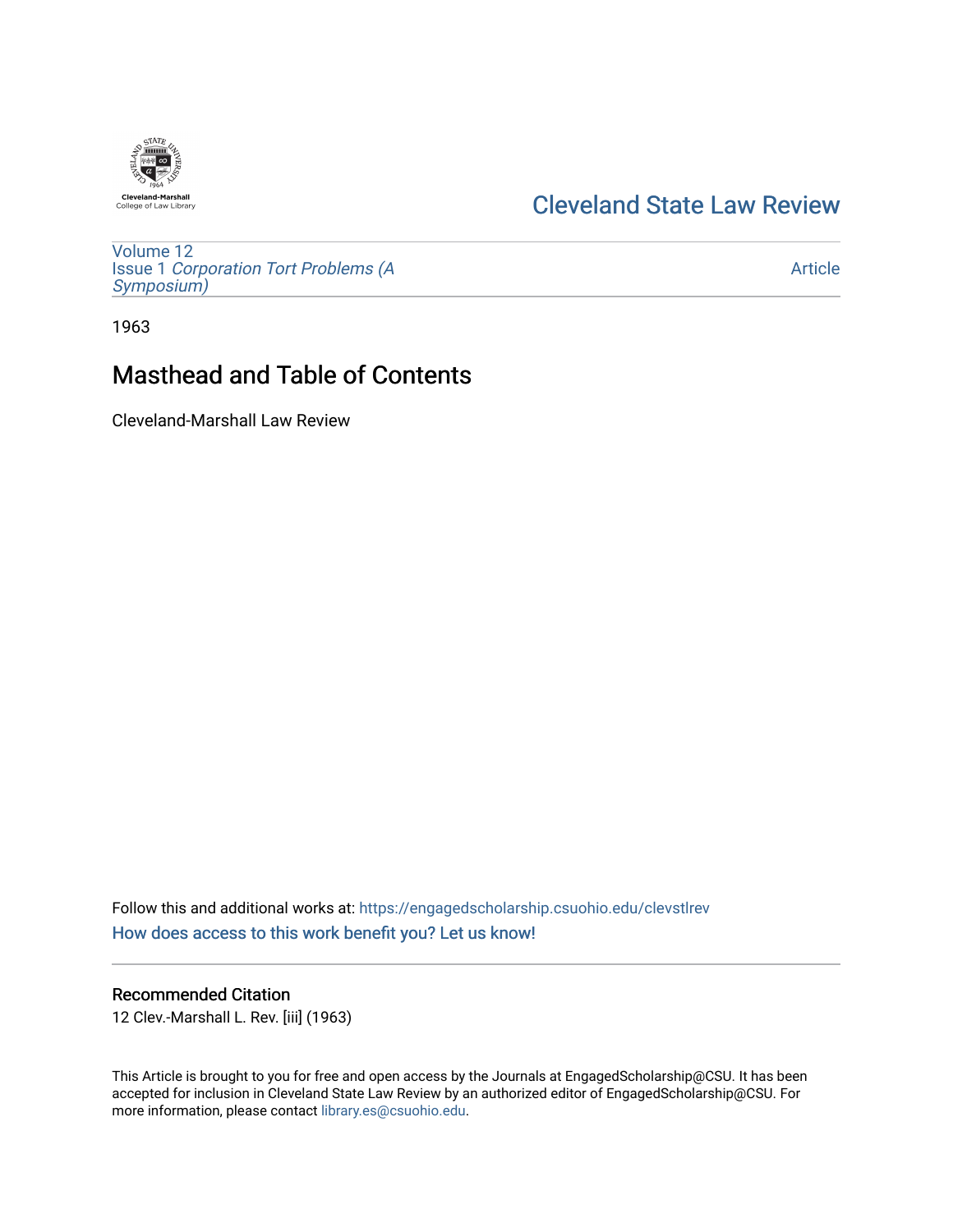Cleveland State Law Review

Volume 12
Issue 1 *Corporation Tort Problems (A Symposium)*

Article

1963

# Masthead and Table of Contents

Cleveland-Marshall Law Review

Follow this and additional works at: https://engagedscholarship.csuohio.edu/clevstlrev

How does access to this work benefit you? Let us know!

## Recommended Citation

12 Clev.-Marshall L. Rev. [iii] (1963)

This Article is brought to you for free and open access by the Journals at EngagedScholarship@CSU. It has been accepted for inclusion in Cleveland State Law Review by an authorized editor of EngagedScholarship@CSU. For more information, please contact library.es@csuohio.edu.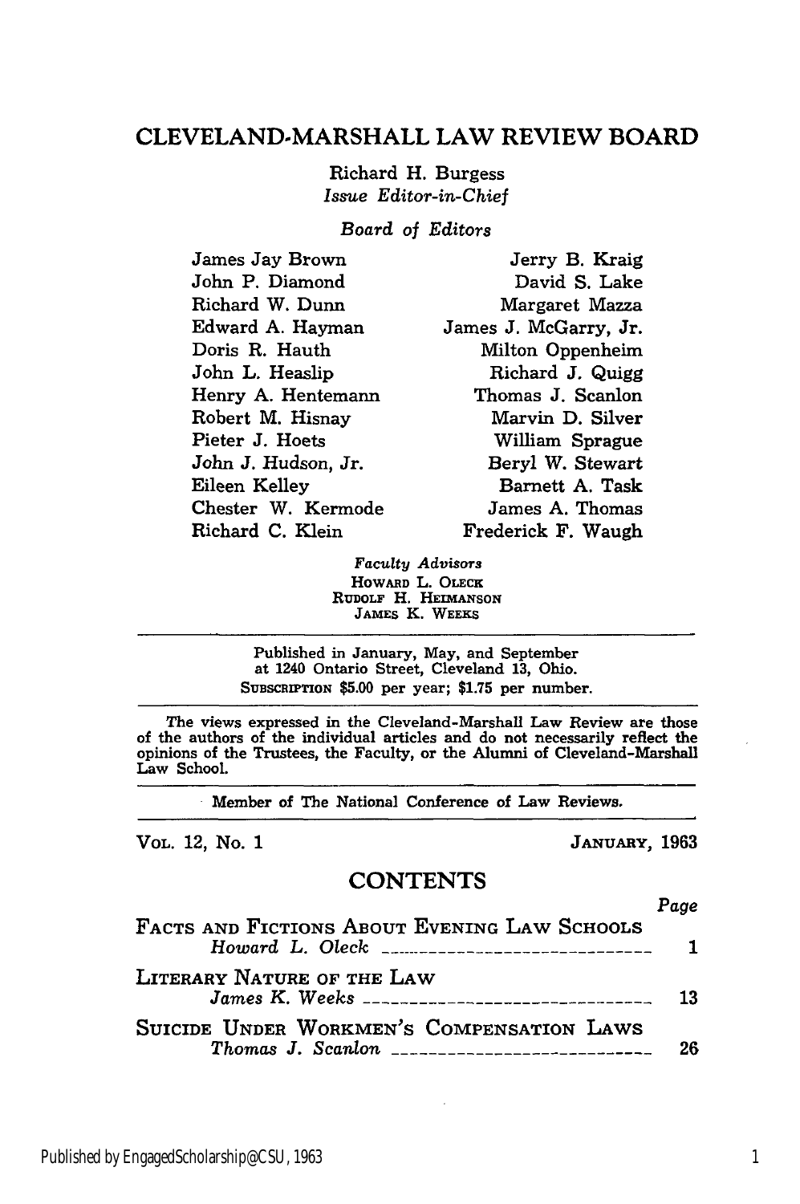## CLEVELAND-MARSHALL LAW REVIEW BOARD

Richard H. Burgess
*Issue Editor-in-Chief*

*Board of Editors*

| | |
|---|---|
| James Jay Brown | Jerry B. Kraig |
| John P. Diamond | David S. Lake |
| Richard W. Dunn | Margaret Mazza |
| Edward A. Hayman | James J. McGarry, Jr. |
| Doris R. Hauth | Milton Oppenheim |
| John L. Heaslip | Richard J. Quigg |
| Henry A. Hentemann | Thomas J. Scanlon |
| Robert M. Hisnay | Marvin D. Silver |
| Pieter J. Hoets | William Sprague |
| John J. Hudson, Jr. | Beryl W. Stewart |
| Eileen Kelley | Barnett A. Task |
| Chester W. Kermode | James A. Thomas |
| Richard C. Klein | Frederick F. Waugh |

*Faculty Advisors*
HOWARD L. OLECK
RUDOLF H. HEIMANSON
JAMES K. WEEKS

---

Published in January, May, and September at 1240 Ontario Street, Cleveland 13, Ohio.
SUBSCRIPTION $5.00 per year; $1.75 per number.

---

The views expressed in the Cleveland-Marshall Law Review are those of the authors of the individual articles and do not necessarily reflect the opinions of the Trustees, the Faculty, or the Alumni of Cleveland-Marshall Law School.

---

Member of The National Conference of Law Reviews.

---

VOL. 12, No. 1 JANUARY, 1963

## CONTENTS

| | Page |
|---|---|
| FACTS AND FICTIONS ABOUT EVENING LAW SCHOOLS<br>*Howard L. Oleck* | 1 |
| LITERARY NATURE OF THE LAW<br>*James K. Weeks* | 13 |
| SUICIDE UNDER WORKMEN'S COMPENSATION LAWS<br>*Thomas J. Scanlon* | 26 |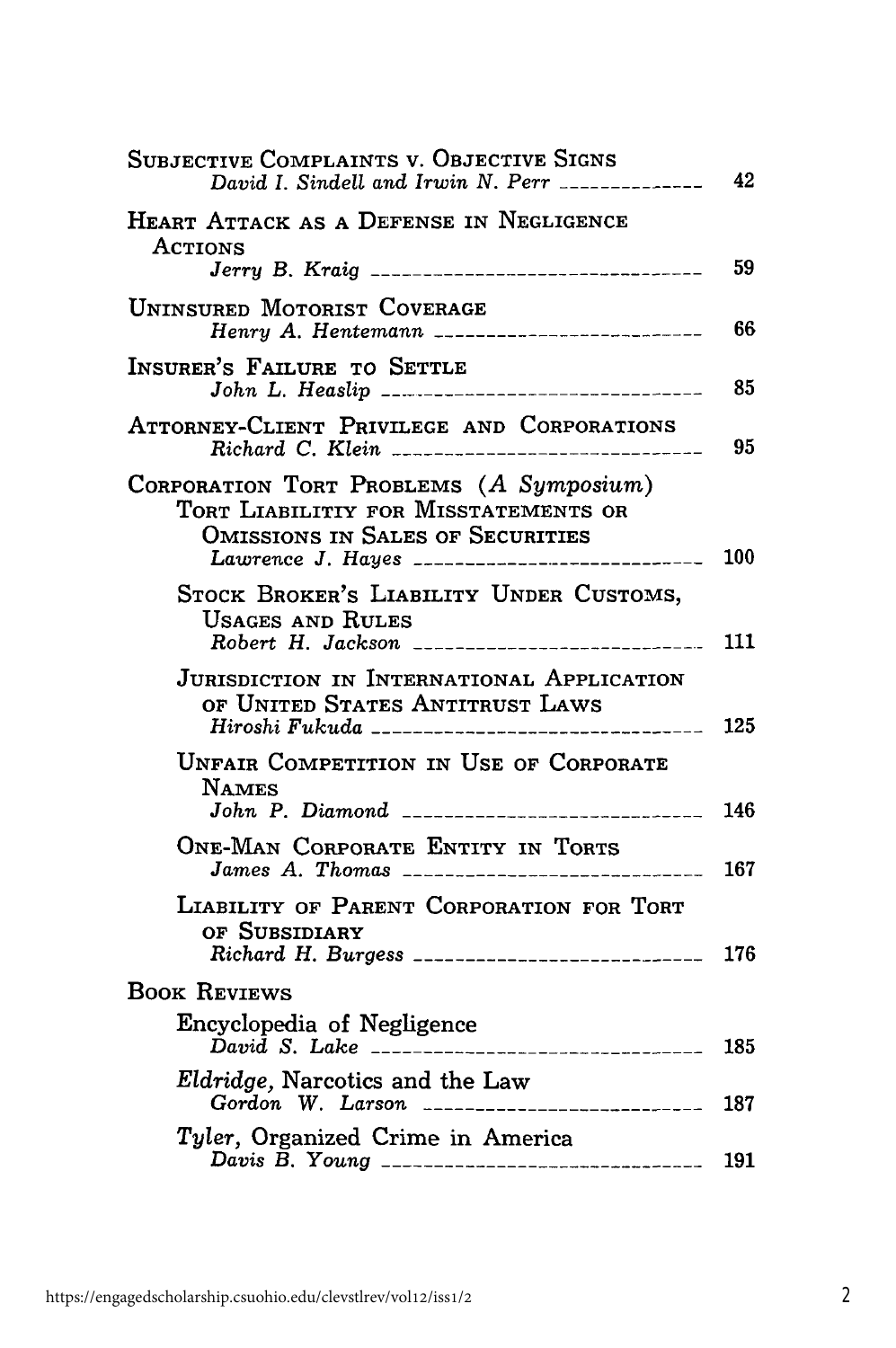Subjective Complaints v. Objective Signs
*David I. Sindell and Irwin N. Perr* 42

Heart Attack as a Defense in Negligence Actions
*Jerry B. Kraig* 59

Uninsured Motorist Coverage
*Henry A. Hentemann* 66

Insurer's Failure to Settle
*John L. Heaslip* 85

Attorney-Client Privilege and Corporations
*Richard C. Klein* 95

Corporation Tort Problems (*A Symposium*)

Tort Liability for Misstatements or Omissions in Sales of Securities
*Lawrence J. Hayes* 100

Stock Broker's Liability Under Customs, Usages and Rules
*Robert H. Jackson* 111

Jurisdiction in International Application of United States Antitrust Laws
*Hiroshi Fukuda* 125

Unfair Competition in Use of Corporate Names
*John P. Diamond* 146

One-Man Corporate Entity in Torts
*James A. Thomas* 167

Liability of Parent Corporation for Tort of Subsidiary
*Richard H. Burgess* 176

Book Reviews

Encyclopedia of Negligence
*David S. Lake* 185

*Eldridge,* Narcotics and the Law
*Gordon W. Larson* 187

*Tyler,* Organized Crime in America
*Davis B. Young* 191